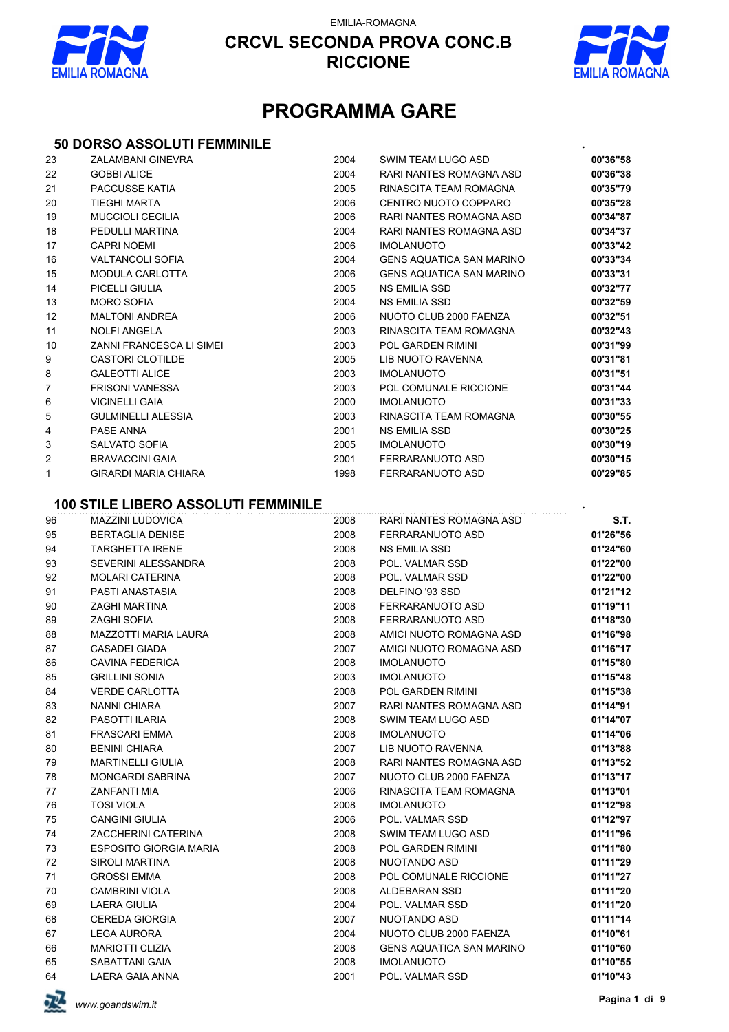EMILIA-ROMAGNA

# CRCVL SECONDA PROVA CONC.B
# RICCIONE

# PROGRAMMA GARE

## 50 DORSO ASSOLUTI FEMMINILE

| | | | | |
|---|---|---|---|---|
| 23 | ZALAMBANI GINEVRA | 2004 | SWIM TEAM LUGO ASD | **00'36"58** |
| 22 | GOBBI ALICE | 2004 | RARI NANTES ROMAGNA ASD | **00'36"38** |
| 21 | PACCUSSE KATIA | 2005 | RINASCITA TEAM ROMAGNA | **00'35"79** |
| 20 | TIEGHI MARTA | 2006 | CENTRO NUOTO COPPARO | **00'35"28** |
| 19 | MUCCIOLI CECILIA | 2006 | RARI NANTES ROMAGNA ASD | **00'34"87** |
| 18 | PEDULLI MARTINA | 2004 | RARI NANTES ROMAGNA ASD | **00'34"37** |
| 17 | CAPRI NOEMI | 2006 | IMOLANUOTO | **00'33"42** |
| 16 | VALTANCOLI SOFIA | 2004 | GENS AQUATICA SAN MARINO | **00'33"34** |
| 15 | MODULA CARLOTTA | 2006 | GENS AQUATICA SAN MARINO | **00'33"31** |
| 14 | PICELLI GIULIA | 2005 | NS EMILIA SSD | **00'32"77** |
| 13 | MORO SOFIA | 2004 | NS EMILIA SSD | **00'32"59** |
| 12 | MALTONI ANDREA | 2006 | NUOTO CLUB 2000 FAENZA | **00'32"51** |
| 11 | NOLFI ANGELA | 2003 | RINASCITA TEAM ROMAGNA | **00'32"43** |
| 10 | ZANNI FRANCESCA LI SIMEI | 2003 | POL GARDEN RIMINI | **00'31"99** |
| 9 | CASTORI CLOTILDE | 2005 | LIB NUOTO RAVENNA | **00'31"81** |
| 8 | GALEOTTI ALICE | 2003 | IMOLANUOTO | **00'31"51** |
| 7 | FRISONI VANESSA | 2003 | POL COMUNALE RICCIONE | **00'31"44** |
| 6 | VICINELLI GAIA | 2000 | IMOLANUOTO | **00'31"33** |
| 5 | GULMINELLI ALESSIA | 2003 | RINASCITA TEAM ROMAGNA | **00'30"55** |
| 4 | PASE ANNA | 2001 | NS EMILIA SSD | **00'30"25** |
| 3 | SALVATO SOFIA | 2005 | IMOLANUOTO | **00'30"19** |
| 2 | BRAVACCINI GAIA | 2001 | FERRARANUOTO ASD | **00'30"15** |
| 1 | GIRARDI MARIA CHIARA | 1998 | FERRARANUOTO ASD | **00'29"85** |

## 100 STILE LIBERO ASSOLUTI FEMMINILE

| | | | | |
|---|---|---|---|---|
| 96 | MAZZINI LUDOVICA | 2008 | RARI NANTES ROMAGNA ASD | **S.T.** |
| 95 | BERTAGLIA DENISE | 2008 | FERRARANUOTO ASD | **01'26"56** |
| 94 | TARGHETTA IRENE | 2008 | NS EMILIA SSD | **01'24"60** |
| 93 | SEVERINI ALESSANDRA | 2008 | POL. VALMAR SSD | **01'22"00** |
| 92 | MOLARI CATERINA | 2008 | POL. VALMAR SSD | **01'22"00** |
| 91 | PASTI ANASTASIA | 2008 | DELFINO '93 SSD | **01'21"12** |
| 90 | ZAGHI MARTINA | 2008 | FERRARANUOTO ASD | **01'19"11** |
| 89 | ZAGHI SOFIA | 2008 | FERRARANUOTO ASD | **01'18"30** |
| 88 | MAZZOTTI MARIA LAURA | 2008 | AMICI NUOTO ROMAGNA ASD | **01'16"98** |
| 87 | CASADEI GIADA | 2007 | AMICI NUOTO ROMAGNA ASD | **01'16"17** |
| 86 | CAVINA FEDERICA | 2008 | IMOLANUOTO | **01'15"80** |
| 85 | GRILLINI SONIA | 2003 | IMOLANUOTO | **01'15"48** |
| 84 | VERDE CARLOTTA | 2008 | POL GARDEN RIMINI | **01'15"38** |
| 83 | NANNI CHIARA | 2007 | RARI NANTES ROMAGNA ASD | **01'14"91** |
| 82 | PASOTTI ILARIA | 2008 | SWIM TEAM LUGO ASD | **01'14"07** |
| 81 | FRASCARI EMMA | 2008 | IMOLANUOTO | **01'14"06** |
| 80 | BENINI CHIARA | 2007 | LIB NUOTO RAVENNA | **01'13"88** |
| 79 | MARTINELLI GIULIA | 2008 | RARI NANTES ROMAGNA ASD | **01'13"52** |
| 78 | MONGARDI SABRINA | 2007 | NUOTO CLUB 2000 FAENZA | **01'13"17** |
| 77 | ZANFANTI MIA | 2006 | RINASCITA TEAM ROMAGNA | **01'13"01** |
| 76 | TOSI VIOLA | 2008 | IMOLANUOTO | **01'12"98** |
| 75 | CANGINI GIULIA | 2006 | POL. VALMAR SSD | **01'12"97** |
| 74 | ZACCHERINI CATERINA | 2008 | SWIM TEAM LUGO ASD | **01'11"96** |
| 73 | ESPOSITO GIORGIA MARIA | 2008 | POL GARDEN RIMINI | **01'11"80** |
| 72 | SIROLI MARTINA | 2008 | NUOTANDO ASD | **01'11"29** |
| 71 | GROSSI EMMA | 2008 | POL COMUNALE RICCIONE | **01'11"27** |
| 70 | CAMBRINI VIOLA | 2008 | ALDEBARAN SSD | **01'11"20** |
| 69 | LAERA GIULIA | 2004 | POL. VALMAR SSD | **01'11"20** |
| 68 | CEREDA GIORGIA | 2007 | NUOTANDO ASD | **01'11"14** |
| 67 | LEGA AURORA | 2004 | NUOTO CLUB 2000 FAENZA | **01'10"61** |
| 66 | MARIOTTI CLIZIA | 2008 | GENS AQUATICA SAN MARINO | **01'10"60** |
| 65 | SABATTANI GAIA | 2008 | IMOLANUOTO | **01'10"55** |
| 64 | LAERA GAIA ANNA | 2001 | POL. VALMAR SSD | **01'10"43** |

*www.goandswim.it*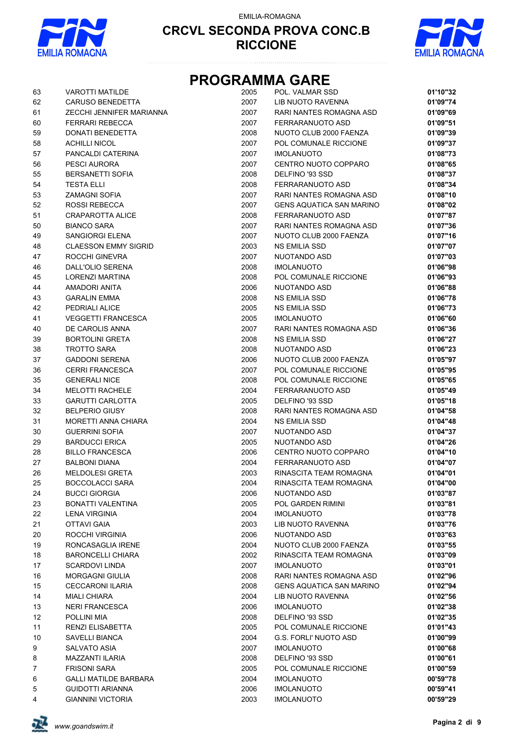EMILIA-ROMAGNA

# CRCVL SECONDA PROVA CONC.B
# RICCIONE

## PROGRAMMA GARE

| | | | | |
|---|---|---|---|---|
| 63 | VAROTTI MATILDE | 2005 | POL. VALMAR SSD | 01'10"32 |
| 62 | CARUSO BENEDETTA | 2007 | LIB NUOTO RAVENNA | 01'09"74 |
| 61 | ZECCHI JENNIFER MARIANNA | 2007 | RARI NANTES ROMAGNA ASD | 01'09"69 |
| 60 | FERRARI REBECCA | 2007 | FERRARANUOTO ASD | 01'09"51 |
| 59 | DONATI BENEDETTA | 2008 | NUOTO CLUB 2000 FAENZA | 01'09"39 |
| 58 | ACHILLI NICOL | 2007 | POL COMUNALE RICCIONE | 01'09"37 |
| 57 | PANCALDI CATERINA | 2007 | IMOLANUOTO | 01'08"73 |
| 56 | PESCI AURORA | 2007 | CENTRO NUOTO COPPARO | 01'08"65 |
| 55 | BERSANETTI SOFIA | 2008 | DELFINO '93 SSD | 01'08"37 |
| 54 | TESTA ELLI | 2008 | FERRARANUOTO ASD | 01'08"34 |
| 53 | ZAMAGNI SOFIA | 2007 | RARI NANTES ROMAGNA ASD | 01'08"10 |
| 52 | ROSSI REBECCA | 2007 | GENS AQUATICA SAN MARINO | 01'08"02 |
| 51 | CRAPAROTTA ALICE | 2008 | FERRARANUOTO ASD | 01'07"87 |
| 50 | BIANCO SARA | 2007 | RARI NANTES ROMAGNA ASD | 01'07"36 |
| 49 | SANGIORGI ELENA | 2007 | NUOTO CLUB 2000 FAENZA | 01'07"16 |
| 48 | CLAESSON EMMY SIGRID | 2003 | NS EMILIA SSD | 01'07"07 |
| 47 | ROCCHI GINEVRA | 2007 | NUOTANDO ASD | 01'07"03 |
| 46 | DALL'OLIO SERENA | 2008 | IMOLANUOTO | 01'06"98 |
| 45 | LORENZI MARTINA | 2008 | POL COMUNALE RICCIONE | 01'06"93 |
| 44 | AMADORI ANITA | 2006 | NUOTANDO ASD | 01'06"88 |
| 43 | GARALIN EMMA | 2008 | NS EMILIA SSD | 01'06"78 |
| 42 | PEDRIALI ALICE | 2005 | NS EMILIA SSD | 01'06"73 |
| 41 | VEGGETTI FRANCESCA | 2005 | IMOLANUOTO | 01'06"60 |
| 40 | DE CAROLIS ANNA | 2007 | RARI NANTES ROMAGNA ASD | 01'06"36 |
| 39 | BORTOLINI GRETA | 2008 | NS EMILIA SSD | 01'06"27 |
| 38 | TROTTO SARA | 2008 | NUOTANDO ASD | 01'06"23 |
| 37 | GADDONI SERENA | 2006 | NUOTO CLUB 2000 FAENZA | 01'05"97 |
| 36 | CERRI FRANCESCA | 2007 | POL COMUNALE RICCIONE | 01'05"95 |
| 35 | GENERALI NICE | 2008 | POL COMUNALE RICCIONE | 01'05"65 |
| 34 | MELOTTI RACHELE | 2004 | FERRARANUOTO ASD | 01'05"49 |
| 33 | GARUTTI CARLOTTA | 2005 | DELFINO '93 SSD | 01'05"18 |
| 32 | BELPERIO GIUSY | 2008 | RARI NANTES ROMAGNA ASD | 01'04"58 |
| 31 | MORETTI ANNA CHIARA | 2004 | NS EMILIA SSD | 01'04"48 |
| 30 | GUERRINI SOFIA | 2007 | NUOTANDO ASD | 01'04"37 |
| 29 | BARDUCCI ERICA | 2005 | NUOTANDO ASD | 01'04"26 |
| 28 | BILLO FRANCESCA | 2006 | CENTRO NUOTO COPPARO | 01'04"10 |
| 27 | BALBONI DIANA | 2004 | FERRARANUOTO ASD | 01'04"07 |
| 26 | MELDOLESI GRETA | 2003 | RINASCITA TEAM ROMAGNA | 01'04"01 |
| 25 | BOCCOLACCI SARA | 2004 | RINASCITA TEAM ROMAGNA | 01'04"00 |
| 24 | BUCCI GIORGIA | 2006 | NUOTANDO ASD | 01'03"87 |
| 23 | BONATTI VALENTINA | 2005 | POL GARDEN RIMINI | 01'03"81 |
| 22 | LENA VIRGINIA | 2004 | IMOLANUOTO | 01'03"78 |
| 21 | OTTAVI GAIA | 2003 | LIB NUOTO RAVENNA | 01'03"76 |
| 20 | ROCCHI VIRGINIA | 2006 | NUOTANDO ASD | 01'03"63 |
| 19 | RONCASAGLIA IRENE | 2004 | NUOTO CLUB 2000 FAENZA | 01'03"55 |
| 18 | BARONCELLI CHIARA | 2002 | RINASCITA TEAM ROMAGNA | 01'03"09 |
| 17 | SCARDOVI LINDA | 2007 | IMOLANUOTO | 01'03"01 |
| 16 | MORGAGNI GIULIA | 2008 | RARI NANTES ROMAGNA ASD | 01'02"96 |
| 15 | CECCARONI ILARIA | 2008 | GENS AQUATICA SAN MARINO | 01'02"94 |
| 14 | MIALI CHIARA | 2004 | LIB NUOTO RAVENNA | 01'02"56 |
| 13 | NERI FRANCESCA | 2006 | IMOLANUOTO | 01'02"38 |
| 12 | POLLINI MIA | 2008 | DELFINO '93 SSD | 01'02"35 |
| 11 | RENZI ELISABETTA | 2005 | POL COMUNALE RICCIONE | 01'01"43 |
| 10 | SAVELLI BIANCA | 2004 | G.S. FORLI' NUOTO ASD | 01'00"99 |
| 9 | SALVATO ASIA | 2007 | IMOLANUOTO | 01'00"68 |
| 8 | MAZZANTI ILARIA | 2008 | DELFINO '93 SSD | 01'00"61 |
| 7 | FRISONI SARA | 2005 | POL COMUNALE RICCIONE | 01'00"59 |
| 6 | GALLI MATILDE BARBARA | 2004 | IMOLANUOTO | 00'59"78 |
| 5 | GUIDOTTI ARIANNA | 2006 | IMOLANUOTO | 00'59"41 |
| 4 | GIANNINI VICTORIA | 2003 | IMOLANUOTO | 00'59"29 |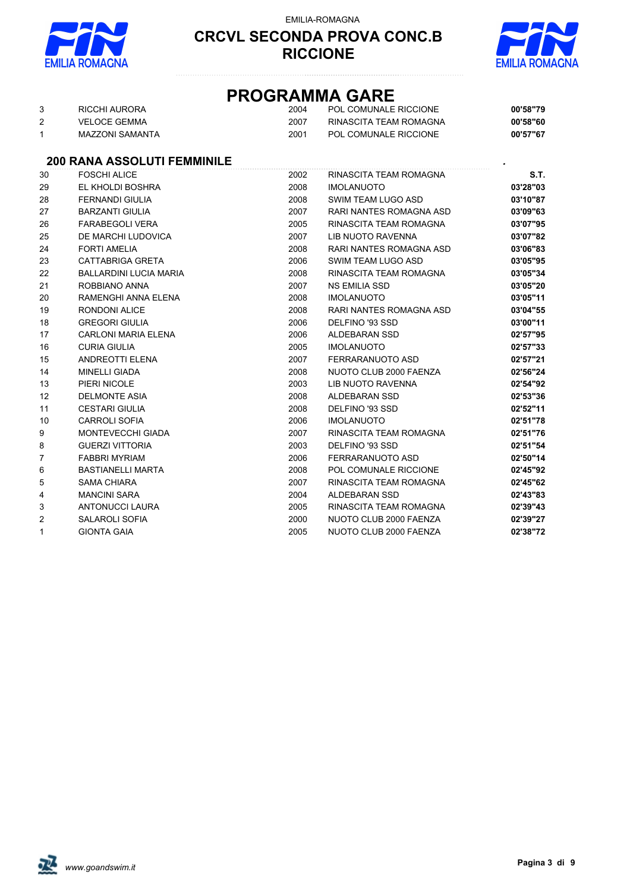# PROGRAMMA GARE

| | | | | |
|---|---|---|---|---|
| 3 | RICCHI AURORA | 2004 | POL COMUNALE RICCIONE | **00'58"79** |
| 2 | VELOCE GEMMA | 2007 | RINASCITA TEAM ROMAGNA | **00'58"60** |
| 1 | MAZZONI SAMANTA | 2001 | POL COMUNALE RICCIONE | **00'57"67** |

## 200 RANA ASSOLUTI FEMMINILE

| | | | | |
|---|---|---|---|---|
| 30 | FOSCHI ALICE | 2002 | RINASCITA TEAM ROMAGNA | **S.T.** |
| 29 | EL KHOLDI BOSHRA | 2008 | IMOLANUOTO | **03'28"03** |
| 28 | FERNANDI GIULIA | 2008 | SWIM TEAM LUGO ASD | **03'10"87** |
| 27 | BARZANTI GIULIA | 2007 | RARI NANTES ROMAGNA ASD | **03'09"63** |
| 26 | FARABEGOLI VERA | 2005 | RINASCITA TEAM ROMAGNA | **03'07"95** |
| 25 | DE MARCHI LUDOVICA | 2007 | LIB NUOTO RAVENNA | **03'07"82** |
| 24 | FORTI AMELIA | 2008 | RARI NANTES ROMAGNA ASD | **03'06"83** |
| 23 | CATTABRIGA GRETA | 2006 | SWIM TEAM LUGO ASD | **03'05"95** |
| 22 | BALLARDINI LUCIA MARIA | 2008 | RINASCITA TEAM ROMAGNA | **03'05"34** |
| 21 | ROBBIANO ANNA | 2007 | NS EMILIA SSD | **03'05"20** |
| 20 | RAMENGHI ANNA ELENA | 2008 | IMOLANUOTO | **03'05"11** |
| 19 | RONDONI ALICE | 2008 | RARI NANTES ROMAGNA ASD | **03'04"55** |
| 18 | GREGORI GIULIA | 2006 | DELFINO '93 SSD | **03'00"11** |
| 17 | CARLONI MARIA ELENA | 2006 | ALDEBARAN SSD | **02'57"95** |
| 16 | CURIA GIULIA | 2005 | IMOLANUOTO | **02'57"33** |
| 15 | ANDREOTTI ELENA | 2007 | FERRARANUOTO ASD | **02'57"21** |
| 14 | MINELLI GIADA | 2008 | NUOTO CLUB 2000 FAENZA | **02'56"24** |
| 13 | PIERI NICOLE | 2003 | LIB NUOTO RAVENNA | **02'54"92** |
| 12 | DELMONTE ASIA | 2008 | ALDEBARAN SSD | **02'53"36** |
| 11 | CESTARI GIULIA | 2008 | DELFINO '93 SSD | **02'52"11** |
| 10 | CARROLI SOFIA | 2006 | IMOLANUOTO | **02'51"78** |
| 9 | MONTEVECCHI GIADA | 2007 | RINASCITA TEAM ROMAGNA | **02'51"76** |
| 8 | GUERZI VITTORIA | 2003 | DELFINO '93 SSD | **02'51"54** |
| 7 | FABBRI MYRIAM | 2006 | FERRARANUOTO ASD | **02'50"14** |
| 6 | BASTIANELLI MARTA | 2008 | POL COMUNALE RICCIONE | **02'45"92** |
| 5 | SAMA CHIARA | 2007 | RINASCITA TEAM ROMAGNA | **02'45"62** |
| 4 | MANCINI SARA | 2004 | ALDEBARAN SSD | **02'43"83** |
| 3 | ANTONUCCI LAURA | 2005 | RINASCITA TEAM ROMAGNA | **02'39"43** |
| 2 | SALAROLI SOFIA | 2000 | NUOTO CLUB 2000 FAENZA | **02'39"27** |
| 1 | GIONTA GAIA | 2005 | NUOTO CLUB 2000 FAENZA | **02'38"72** |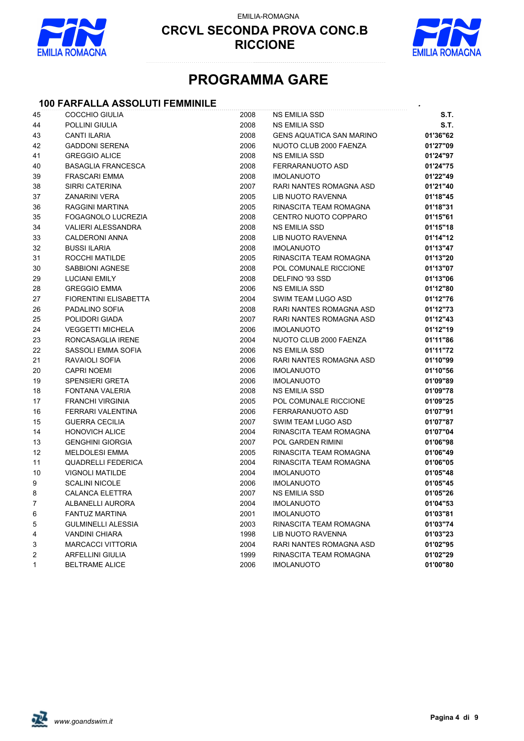EMILIA-ROMAGNA

# CRCVL SECONDA PROVA CONC.B
# RICCIONE

## PROGRAMMA GARE

### 100 FARFALLA ASSOLUTI FEMMINILE

| | | | | |
|---|---|---|---|---|
| 45 | COCCHIO GIULIA | 2008 | NS EMILIA SSD | **S.T.** |
| 44 | POLLINI GIULIA | 2008 | NS EMILIA SSD | **S.T.** |
| 43 | CANTI ILARIA | 2008 | GENS AQUATICA SAN MARINO | **01'36"62** |
| 42 | GADDONI SERENA | 2006 | NUOTO CLUB 2000 FAENZA | **01'27"09** |
| 41 | GREGGIO ALICE | 2008 | NS EMILIA SSD | **01'24"97** |
| 40 | BASAGLIA FRANCESCA | 2008 | FERRARANUOTO ASD | **01'24"75** |
| 39 | FRASCARI EMMA | 2008 | IMOLANUOTO | **01'22"49** |
| 38 | SIRRI CATERINA | 2007 | RARI NANTES ROMAGNA ASD | **01'21"40** |
| 37 | ZANARINI VERA | 2005 | LIB NUOTO RAVENNA | **01'18"45** |
| 36 | RAGGINI MARTINA | 2005 | RINASCITA TEAM ROMAGNA | **01'18"31** |
| 35 | FOGAGNOLO LUCREZIA | 2008 | CENTRO NUOTO COPPARO | **01'15"61** |
| 34 | VALIERI ALESSANDRA | 2008 | NS EMILIA SSD | **01'15"18** |
| 33 | CALDERONI ANNA | 2008 | LIB NUOTO RAVENNA | **01'14"12** |
| 32 | BUSSI ILARIA | 2008 | IMOLANUOTO | **01'13"47** |
| 31 | ROCCHI MATILDE | 2005 | RINASCITA TEAM ROMAGNA | **01'13"20** |
| 30 | SABBIONI AGNESE | 2008 | POL COMUNALE RICCIONE | **01'13"07** |
| 29 | LUCIANI EMILY | 2008 | DELFINO '93 SSD | **01'13"06** |
| 28 | GREGGIO EMMA | 2006 | NS EMILIA SSD | **01'12"80** |
| 27 | FIORENTINI ELISABETTA | 2004 | SWIM TEAM LUGO ASD | **01'12"76** |
| 26 | PADALINO SOFIA | 2008 | RARI NANTES ROMAGNA ASD | **01'12"73** |
| 25 | POLIDORI GIADA | 2007 | RARI NANTES ROMAGNA ASD | **01'12"43** |
| 24 | VEGGETTI MICHELA | 2006 | IMOLANUOTO | **01'12"19** |
| 23 | RONCASAGLIA IRENE | 2004 | NUOTO CLUB 2000 FAENZA | **01'11"86** |
| 22 | SASSOLI EMMA SOFIA | 2006 | NS EMILIA SSD | **01'11"72** |
| 21 | RAVAIOLI SOFIA | 2006 | RARI NANTES ROMAGNA ASD | **01'10"99** |
| 20 | CAPRI NOEMI | 2006 | IMOLANUOTO | **01'10"56** |
| 19 | SPENSIERI GRETA | 2006 | IMOLANUOTO | **01'09"89** |
| 18 | FONTANA VALERIA | 2008 | NS EMILIA SSD | **01'09"78** |
| 17 | FRANCHI VIRGINIA | 2005 | POL COMUNALE RICCIONE | **01'09"25** |
| 16 | FERRARI VALENTINA | 2006 | FERRARANUOTO ASD | **01'07"91** |
| 15 | GUERRA CECILIA | 2007 | SWIM TEAM LUGO ASD | **01'07"87** |
| 14 | HONOVICH ALICE | 2004 | RINASCITA TEAM ROMAGNA | **01'07"04** |
| 13 | GENGHINI GIORGIA | 2007 | POL GARDEN RIMINI | **01'06"98** |
| 12 | MELDOLESI EMMA | 2005 | RINASCITA TEAM ROMAGNA | **01'06"49** |
| 11 | QUADRELLI FEDERICA | 2004 | RINASCITA TEAM ROMAGNA | **01'06"05** |
| 10 | VIGNOLI MATILDE | 2004 | IMOLANUOTO | **01'05"48** |
| 9 | SCALINI NICOLE | 2006 | IMOLANUOTO | **01'05"45** |
| 8 | CALANCA ELETTRA | 2007 | NS EMILIA SSD | **01'05"26** |
| 7 | ALBANELLI AURORA | 2004 | IMOLANUOTO | **01'04"53** |
| 6 | FANTUZ MARTINA | 2001 | IMOLANUOTO | **01'03"81** |
| 5 | GULMINELLI ALESSIA | 2003 | RINASCITA TEAM ROMAGNA | **01'03"74** |
| 4 | VANDINI CHIARA | 1998 | LIB NUOTO RAVENNA | **01'03"23** |
| 3 | MARCACCI VITTORIA | 2004 | RARI NANTES ROMAGNA ASD | **01'02"95** |
| 2 | ARFELLINI GIULIA | 1999 | RINASCITA TEAM ROMAGNA | **01'02"29** |
| 1 | BELTRAME ALICE | 2006 | IMOLANUOTO | **01'00"80** |

*www.goandswim.it*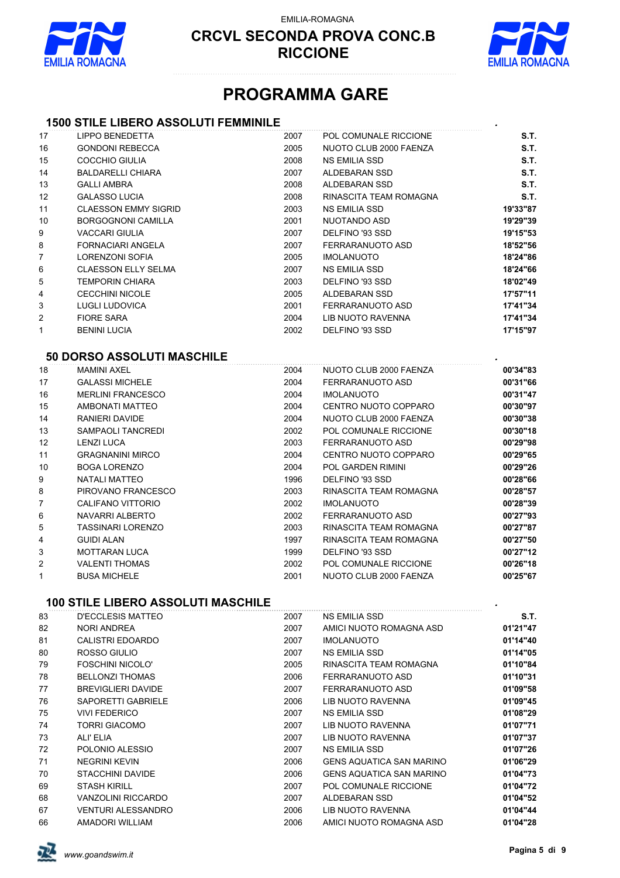EMILIA-ROMAGNA

# CRCVL SECONDA PROVA CONC.B
# RICCIONE

## PROGRAMMA GARE

### 1500 STILE LIBERO ASSOLUTI FEMMINILE

| | | | | |
|---|---|---|---|---|
| 17 | LIPPO BENEDETTA | 2007 | POL COMUNALE RICCIONE | **S.T.** |
| 16 | GONDONI REBECCA | 2005 | NUOTO CLUB 2000 FAENZA | **S.T.** |
| 15 | COCCHIO GIULIA | 2008 | NS EMILIA SSD | **S.T.** |
| 14 | BALDARELLI CHIARA | 2007 | ALDEBARAN SSD | **S.T.** |
| 13 | GALLI AMBRA | 2008 | ALDEBARAN SSD | **S.T.** |
| 12 | GALASSO LUCIA | 2008 | RINASCITA TEAM ROMAGNA | **S.T.** |
| 11 | CLAESSON EMMY SIGRID | 2003 | NS EMILIA SSD | **19'33"87** |
| 10 | BORGOGNONI CAMILLA | 2001 | NUOTANDO ASD | **19'29"39** |
| 9 | VACCARI GIULIA | 2007 | DELFINO '93 SSD | **19'15"53** |
| 8 | FORNACIARI ANGELA | 2007 | FERRARANUOTO ASD | **18'52"56** |
| 7 | LORENZONI SOFIA | 2005 | IMOLANUOTO | **18'24"86** |
| 6 | CLAESSON ELLY SELMA | 2007 | NS EMILIA SSD | **18'24"66** |
| 5 | TEMPORIN CHIARA | 2003 | DELFINO '93 SSD | **18'02"49** |
| 4 | CECCHINI NICOLE | 2005 | ALDEBARAN SSD | **17'57"11** |
| 3 | LUGLI LUDOVICA | 2001 | FERRARANUOTO ASD | **17'41"34** |
| 2 | FIORE SARA | 2004 | LIB NUOTO RAVENNA | **17'41"34** |
| 1 | BENINI LUCIA | 2002 | DELFINO '93 SSD | **17'15"97** |

### 50 DORSO ASSOLUTI MASCHILE

| | | | | |
|---|---|---|---|---|
| 18 | MAMINI AXEL | 2004 | NUOTO CLUB 2000 FAENZA | **00'34"83** |
| 17 | GALASSI MICHELE | 2004 | FERRARANUOTO ASD | **00'31"66** |
| 16 | MERLINI FRANCESCO | 2004 | IMOLANUOTO | **00'31"47** |
| 15 | AMBONATI MATTEO | 2004 | CENTRO NUOTO COPPARO | **00'30"97** |
| 14 | RANIERI DAVIDE | 2004 | NUOTO CLUB 2000 FAENZA | **00'30"38** |
| 13 | SAMPAOLI TANCREDI | 2002 | POL COMUNALE RICCIONE | **00'30"18** |
| 12 | LENZI LUCA | 2003 | FERRARANUOTO ASD | **00'29"98** |
| 11 | GRAGNANINI MIRCO | 2004 | CENTRO NUOTO COPPARO | **00'29"65** |
| 10 | BOGA LORENZO | 2004 | POL GARDEN RIMINI | **00'29"26** |
| 9 | NATALI MATTEO | 1996 | DELFINO '93 SSD | **00'28"66** |
| 8 | PIROVANO FRANCESCO | 2003 | RINASCITA TEAM ROMAGNA | **00'28"57** |
| 7 | CALIFANO VITTORIO | 2002 | IMOLANUOTO | **00'28"39** |
| 6 | NAVARRI ALBERTO | 2002 | FERRARANUOTO ASD | **00'27"93** |
| 5 | TASSINARI LORENZO | 2003 | RINASCITA TEAM ROMAGNA | **00'27"87** |
| 4 | GUIDI ALAN | 1997 | RINASCITA TEAM ROMAGNA | **00'27"50** |
| 3 | MOTTARAN LUCA | 1999 | DELFINO '93 SSD | **00'27"12** |
| 2 | VALENTI THOMAS | 2002 | POL COMUNALE RICCIONE | **00'26"18** |
| 1 | BUSA MICHELE | 2001 | NUOTO CLUB 2000 FAENZA | **00'25"67** |

### 100 STILE LIBERO ASSOLUTI MASCHILE

| | | | | |
|---|---|---|---|---|
| 83 | D'ECCLESIS MATTEO | 2007 | NS EMILIA SSD | **S.T.** |
| 82 | NORI ANDREA | 2007 | AMICI NUOTO ROMAGNA ASD | **01'21"47** |
| 81 | CALISTRI EDOARDO | 2007 | IMOLANUOTO | **01'14"40** |
| 80 | ROSSO GIULIO | 2007 | NS EMILIA SSD | **01'14"05** |
| 79 | FOSCHINI NICOLO' | 2005 | RINASCITA TEAM ROMAGNA | **01'10"84** |
| 78 | BELLONZI THOMAS | 2006 | FERRARANUOTO ASD | **01'10"31** |
| 77 | BREVIGLIERI DAVIDE | 2007 | FERRARANUOTO ASD | **01'09"58** |
| 76 | SAPORETTI GABRIELE | 2006 | LIB NUOTO RAVENNA | **01'09"45** |
| 75 | VIVI FEDERICO | 2007 | NS EMILIA SSD | **01'08"29** |
| 74 | TORRI GIACOMO | 2007 | LIB NUOTO RAVENNA | **01'07"71** |
| 73 | ALI' ELIA | 2007 | LIB NUOTO RAVENNA | **01'07"37** |
| 72 | POLONIO ALESSIO | 2007 | NS EMILIA SSD | **01'07"26** |
| 71 | NEGRINI KEVIN | 2006 | GENS AQUATICA SAN MARINO | **01'06"29** |
| 70 | STACCHINI DAVIDE | 2006 | GENS AQUATICA SAN MARINO | **01'04"73** |
| 69 | STASH KIRILL | 2007 | POL COMUNALE RICCIONE | **01'04"72** |
| 68 | VANZOLINI RICCARDO | 2007 | ALDEBARAN SSD | **01'04"52** |
| 67 | VENTURI ALESSANDRO | 2006 | LIB NUOTO RAVENNA | **01'04"44** |
| 66 | AMADORI WILLIAM | 2006 | AMICI NUOTO ROMAGNA ASD | **01'04"28** |

*www.goandswim.it*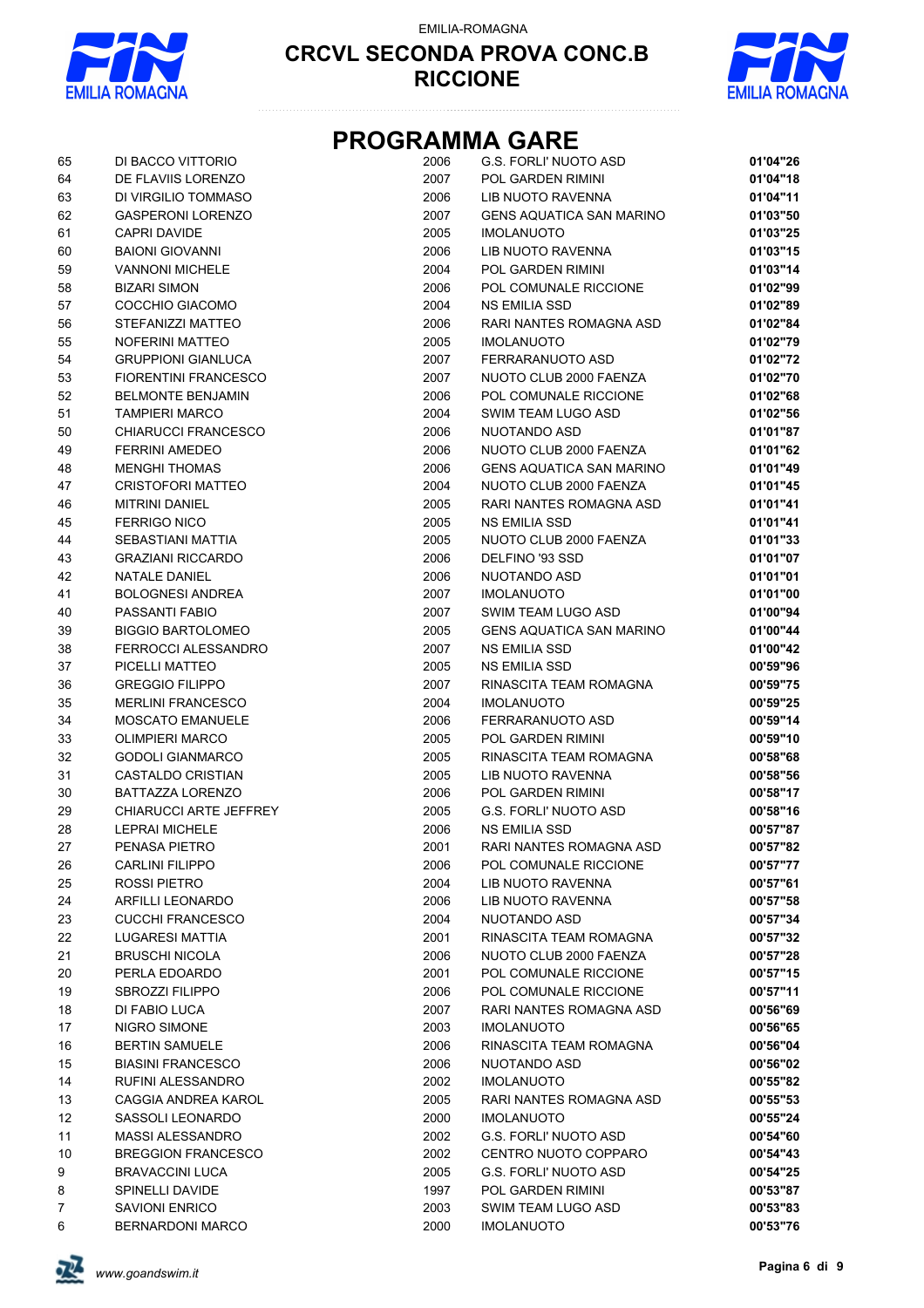# PROGRAMMA GARE

| | | | | |
|---|---|---|---|---|
| 65 | DI BACCO VITTORIO | 2006 | G.S. FORLI' NUOTO ASD | **01'04"26** |
| 64 | DE FLAVIIS LORENZO | 2007 | POL GARDEN RIMINI | **01'04"18** |
| 63 | DI VIRGILIO TOMMASO | 2006 | LIB NUOTO RAVENNA | **01'04"11** |
| 62 | GASPERONI LORENZO | 2007 | GENS AQUATICA SAN MARINO | **01'03"50** |
| 61 | CAPRI DAVIDE | 2005 | IMOLANUOTO | **01'03"25** |
| 60 | BAIONI GIOVANNI | 2006 | LIB NUOTO RAVENNA | **01'03"15** |
| 59 | VANNONI MICHELE | 2004 | POL GARDEN RIMINI | **01'03"14** |
| 58 | BIZARI SIMON | 2006 | POL COMUNALE RICCIONE | **01'02"99** |
| 57 | COCCHIO GIACOMO | 2004 | NS EMILIA SSD | **01'02"89** |
| 56 | STEFANIZZI MATTEO | 2006 | RARI NANTES ROMAGNA ASD | **01'02"84** |
| 55 | NOFERINI MATTEO | 2005 | IMOLANUOTO | **01'02"79** |
| 54 | GRUPPIONI GIANLUCA | 2007 | FERRARANUOTO ASD | **01'02"72** |
| 53 | FIORENTINI FRANCESCO | 2007 | NUOTO CLUB 2000 FAENZA | **01'02"70** |
| 52 | BELMONTE BENJAMIN | 2006 | POL COMUNALE RICCIONE | **01'02"68** |
| 51 | TAMPIERI MARCO | 2004 | SWIM TEAM LUGO ASD | **01'02"56** |
| 50 | CHIARUCCI FRANCESCO | 2006 | NUOTANDO ASD | **01'01"87** |
| 49 | FERRINI AMEDEO | 2006 | NUOTO CLUB 2000 FAENZA | **01'01"62** |
| 48 | MENGHI THOMAS | 2006 | GENS AQUATICA SAN MARINO | **01'01"49** |
| 47 | CRISTOFORI MATTEO | 2004 | NUOTO CLUB 2000 FAENZA | **01'01"45** |
| 46 | MITRINI DANIEL | 2005 | RARI NANTES ROMAGNA ASD | **01'01"41** |
| 45 | FERRIGO NICO | 2005 | NS EMILIA SSD | **01'01"41** |
| 44 | SEBASTIANI MATTIA | 2005 | NUOTO CLUB 2000 FAENZA | **01'01"33** |
| 43 | GRAZIANI RICCARDO | 2006 | DELFINO '93 SSD | **01'01"07** |
| 42 | NATALE DANIEL | 2006 | NUOTANDO ASD | **01'01"01** |
| 41 | BOLOGNESI ANDREA | 2007 | IMOLANUOTO | **01'01"00** |
| 40 | PASSANTI FABIO | 2007 | SWIM TEAM LUGO ASD | **01'00"94** |
| 39 | BIGGIO BARTOLOMEO | 2005 | GENS AQUATICA SAN MARINO | **01'00"44** |
| 38 | FERROCCI ALESSANDRO | 2007 | NS EMILIA SSD | **01'00"42** |
| 37 | PICELLI MATTEO | 2005 | NS EMILIA SSD | **00'59"96** |
| 36 | GREGGIO FILIPPO | 2007 | RINASCITA TEAM ROMAGNA | **00'59"75** |
| 35 | MERLINI FRANCESCO | 2004 | IMOLANUOTO | **00'59"25** |
| 34 | MOSCATO EMANUELE | 2006 | FERRARANUOTO ASD | **00'59"14** |
| 33 | OLIMPIERI MARCO | 2005 | POL GARDEN RIMINI | **00'59"10** |
| 32 | GODOLI GIANMARCO | 2005 | RINASCITA TEAM ROMAGNA | **00'58"68** |
| 31 | CASTALDO CRISTIAN | 2005 | LIB NUOTO RAVENNA | **00'58"56** |
| 30 | BATTAZZA LORENZO | 2006 | POL GARDEN RIMINI | **00'58"17** |
| 29 | CHIARUCCI ARTE JEFFREY | 2005 | G.S. FORLI' NUOTO ASD | **00'58"16** |
| 28 | LEPRAI MICHELE | 2006 | NS EMILIA SSD | **00'57"87** |
| 27 | PENASA PIETRO | 2001 | RARI NANTES ROMAGNA ASD | **00'57"82** |
| 26 | CARLINI FILIPPO | 2006 | POL COMUNALE RICCIONE | **00'57"77** |
| 25 | ROSSI PIETRO | 2004 | LIB NUOTO RAVENNA | **00'57"61** |
| 24 | ARFILLI LEONARDO | 2006 | LIB NUOTO RAVENNA | **00'57"58** |
| 23 | CUCCHI FRANCESCO | 2004 | NUOTANDO ASD | **00'57"34** |
| 22 | LUGARESI MATTIA | 2001 | RINASCITA TEAM ROMAGNA | **00'57"32** |
| 21 | BRUSCHI NICOLA | 2006 | NUOTO CLUB 2000 FAENZA | **00'57"28** |
| 20 | PERLA EDOARDO | 2001 | POL COMUNALE RICCIONE | **00'57"15** |
| 19 | SBROZZI FILIPPO | 2006 | POL COMUNALE RICCIONE | **00'57"11** |
| 18 | DI FABIO LUCA | 2007 | RARI NANTES ROMAGNA ASD | **00'56"69** |
| 17 | NIGRO SIMONE | 2003 | IMOLANUOTO | **00'56"65** |
| 16 | BERTIN SAMUELE | 2006 | RINASCITA TEAM ROMAGNA | **00'56"04** |
| 15 | BIASINI FRANCESCO | 2006 | NUOTANDO ASD | **00'56"02** |
| 14 | RUFINI ALESSANDRO | 2002 | IMOLANUOTO | **00'55"82** |
| 13 | CAGGIA ANDREA KAROL | 2005 | RARI NANTES ROMAGNA ASD | **00'55"53** |
| 12 | SASSOLI LEONARDO | 2000 | IMOLANUOTO | **00'55"24** |
| 11 | MASSI ALESSANDRO | 2002 | G.S. FORLI' NUOTO ASD | **00'54"60** |
| 10 | BREGGION FRANCESCO | 2002 | CENTRO NUOTO COPPARO | **00'54"43** |
| 9 | BRAVACCINI LUCA | 2005 | G.S. FORLI' NUOTO ASD | **00'54"25** |
| 8 | SPINELLI DAVIDE | 1997 | POL GARDEN RIMINI | **00'53"87** |
| 7 | SAVIONI ENRICO | 2003 | SWIM TEAM LUGO ASD | **00'53"83** |
| 6 | BERNARDONI MARCO | 2000 | IMOLANUOTO | **00'53"76** |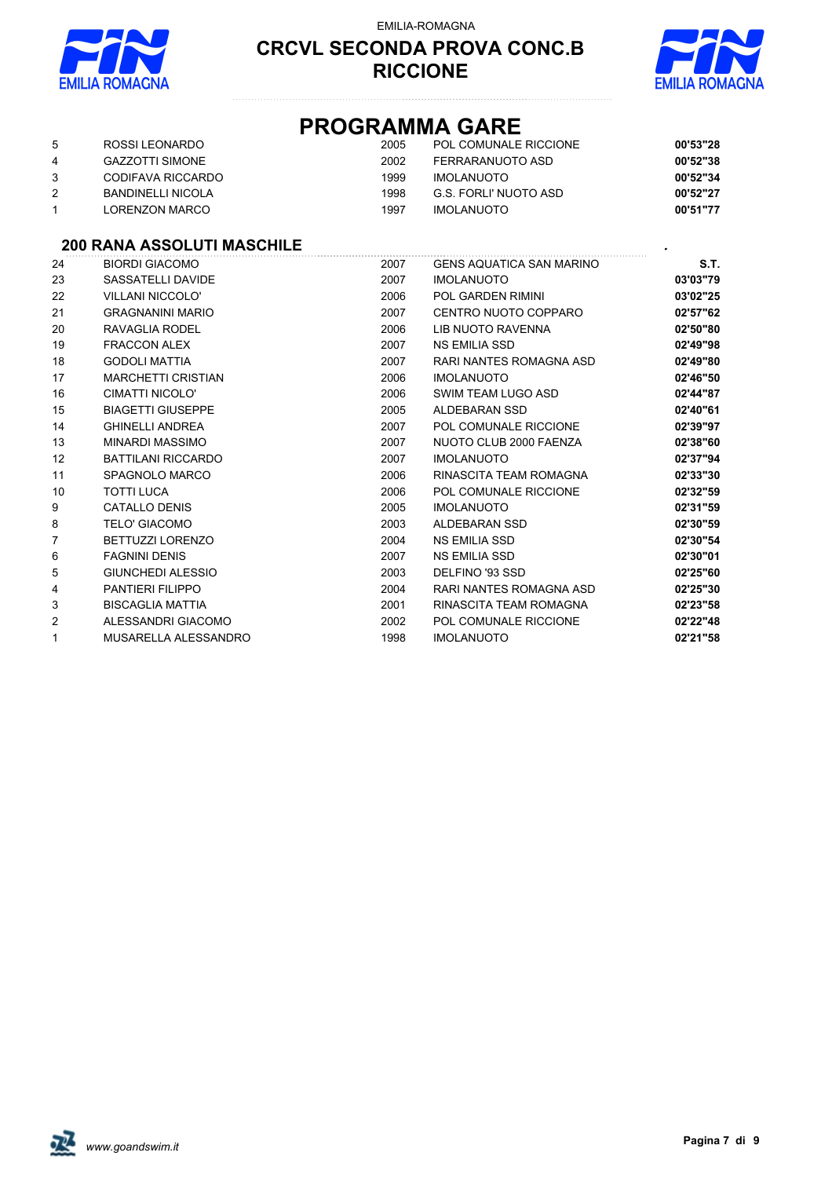EMILIA-ROMAGNA

# CRCVL SECONDA PROVA CONC.B
# RICCIONE

## PROGRAMMA GARE

| | | | | |
|---|---|---|---|---|
| 5 | ROSSI LEONARDO | 2005 | POL COMUNALE RICCIONE | **00'53"28** |
| 4 | GAZZOTTI SIMONE | 2002 | FERRARANUOTO ASD | **00'52"38** |
| 3 | CODIFAVA RICCARDO | 1999 | IMOLANUOTO | **00'52"34** |
| 2 | BANDINELLI NICOLA | 1998 | G.S. FORLI' NUOTO ASD | **00'52"27** |
| 1 | LORENZON MARCO | 1997 | IMOLANUOTO | **00'51"77** |

### 200 RANA ASSOLUTI MASCHILE

| | | | | |
|---|---|---|---|---|
| 24 | BIORDI GIACOMO | 2007 | GENS AQUATICA SAN MARINO | **S.T.** |
| 23 | SASSATELLI DAVIDE | 2007 | IMOLANUOTO | **03'03"79** |
| 22 | VILLANI NICCOLO' | 2006 | POL GARDEN RIMINI | **03'02"25** |
| 21 | GRAGNANINI MARIO | 2007 | CENTRO NUOTO COPPARO | **02'57"62** |
| 20 | RAVAGLIA RODEL | 2006 | LIB NUOTO RAVENNA | **02'50"80** |
| 19 | FRACCON ALEX | 2007 | NS EMILIA SSD | **02'49"98** |
| 18 | GODOLI MATTIA | 2007 | RARI NANTES ROMAGNA ASD | **02'49"80** |
| 17 | MARCHETTI CRISTIAN | 2006 | IMOLANUOTO | **02'46"50** |
| 16 | CIMATTI NICOLO' | 2006 | SWIM TEAM LUGO ASD | **02'44"87** |
| 15 | BIAGETTI GIUSEPPE | 2005 | ALDEBARAN SSD | **02'40"61** |
| 14 | GHINELLI ANDREA | 2007 | POL COMUNALE RICCIONE | **02'39"97** |
| 13 | MINARDI MASSIMO | 2007 | NUOTO CLUB 2000 FAENZA | **02'38"60** |
| 12 | BATTILANI RICCARDO | 2007 | IMOLANUOTO | **02'37"94** |
| 11 | SPAGNOLO MARCO | 2006 | RINASCITA TEAM ROMAGNA | **02'33"30** |
| 10 | TOTTI LUCA | 2006 | POL COMUNALE RICCIONE | **02'32"59** |
| 9 | CATALLO DENIS | 2005 | IMOLANUOTO | **02'31"59** |
| 8 | TELO' GIACOMO | 2003 | ALDEBARAN SSD | **02'30"59** |
| 7 | BETTUZZI LORENZO | 2004 | NS EMILIA SSD | **02'30"54** |
| 6 | FAGNINI DENIS | 2007 | NS EMILIA SSD | **02'30"01** |
| 5 | GIUNCHEDI ALESSIO | 2003 | DELFINO '93 SSD | **02'25"60** |
| 4 | PANTIERI FILIPPO | 2004 | RARI NANTES ROMAGNA ASD | **02'25"30** |
| 3 | BISCAGLIA MATTIA | 2001 | RINASCITA TEAM ROMAGNA | **02'23"58** |
| 2 | ALESSANDRI GIACOMO | 2002 | POL COMUNALE RICCIONE | **02'22"48** |
| 1 | MUSARELLA ALESSANDRO | 1998 | IMOLANUOTO | **02'21"58** |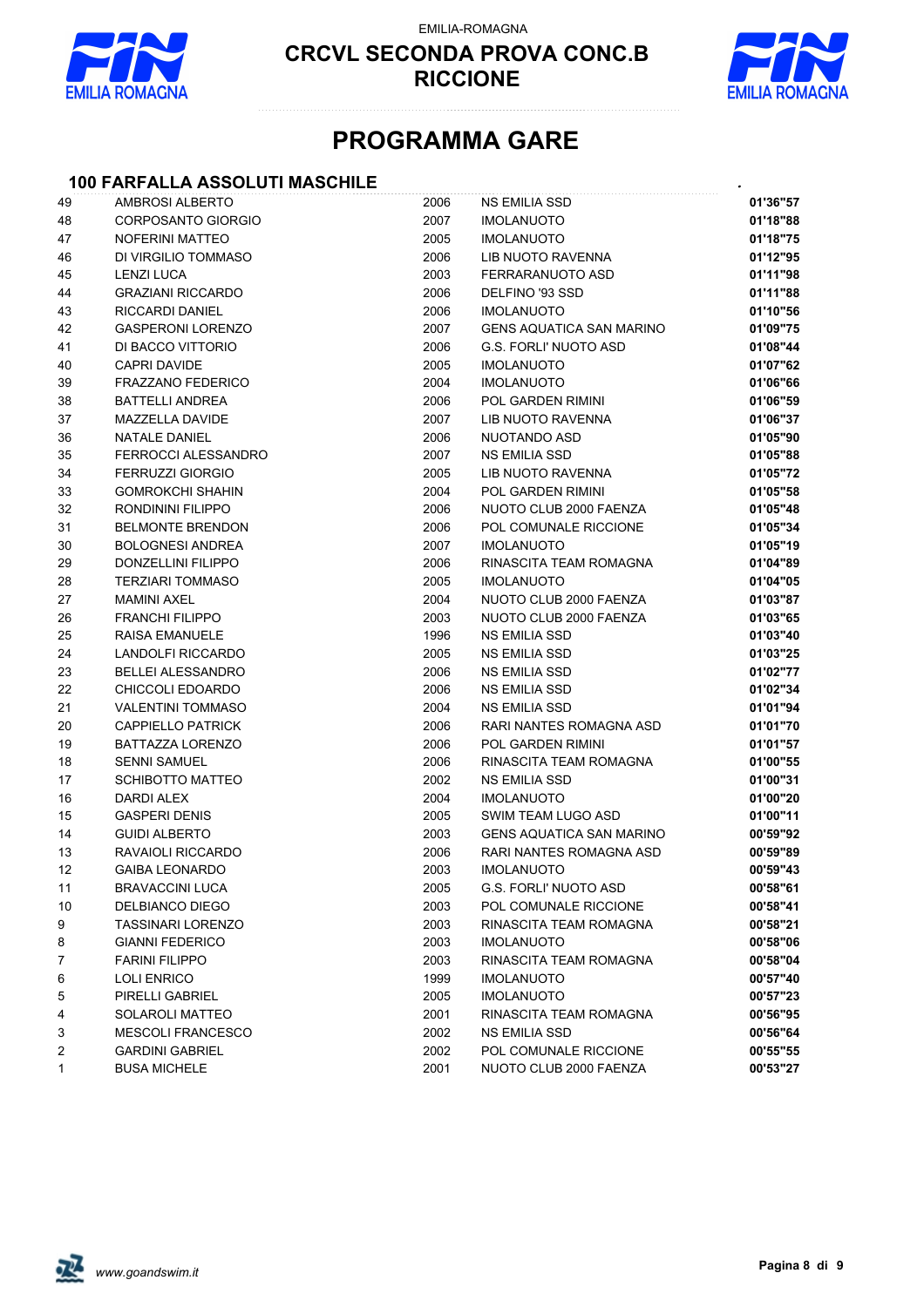EMILIA-ROMAGNA

# CRCVL SECONDA PROVA CONC.B
# RICCIONE

## PROGRAMMA GARE

### 100 FARFALLA ASSOLUTI MASCHILE

| | | | | |
|---|---|---|---|---|
| 49 | AMBROSI ALBERTO | 2006 | NS EMILIA SSD | **01'36"57** |
| 48 | CORPOSANTO GIORGIO | 2007 | IMOLANUOTO | **01'18"88** |
| 47 | NOFERINI MATTEO | 2005 | IMOLANUOTO | **01'18"75** |
| 46 | DI VIRGILIO TOMMASO | 2006 | LIB NUOTO RAVENNA | **01'12"95** |
| 45 | LENZI LUCA | 2003 | FERRARANUOTO ASD | **01'11"98** |
| 44 | GRAZIANI RICCARDO | 2006 | DELFINO '93 SSD | **01'11"88** |
| 43 | RICCARDI DANIEL | 2006 | IMOLANUOTO | **01'10"56** |
| 42 | GASPERONI LORENZO | 2007 | GENS AQUATICA SAN MARINO | **01'09"75** |
| 41 | DI BACCO VITTORIO | 2006 | G.S. FORLI' NUOTO ASD | **01'08"44** |
| 40 | CAPRI DAVIDE | 2005 | IMOLANUOTO | **01'07"62** |
| 39 | FRAZZANO FEDERICO | 2004 | IMOLANUOTO | **01'06"66** |
| 38 | BATTELLI ANDREA | 2006 | POL GARDEN RIMINI | **01'06"59** |
| 37 | MAZZELLA DAVIDE | 2007 | LIB NUOTO RAVENNA | **01'06"37** |
| 36 | NATALE DANIEL | 2006 | NUOTANDO ASD | **01'05"90** |
| 35 | FERROCCI ALESSANDRO | 2007 | NS EMILIA SSD | **01'05"88** |
| 34 | FERRUZZI GIORGIO | 2005 | LIB NUOTO RAVENNA | **01'05"72** |
| 33 | GOMROKCHI SHAHIN | 2004 | POL GARDEN RIMINI | **01'05"58** |
| 32 | RONDININI FILIPPO | 2006 | NUOTO CLUB 2000 FAENZA | **01'05"48** |
| 31 | BELMONTE BRENDON | 2006 | POL COMUNALE RICCIONE | **01'05"34** |
| 30 | BOLOGNESI ANDREA | 2007 | IMOLANUOTO | **01'05"19** |
| 29 | DONZELLINI FILIPPO | 2006 | RINASCITA TEAM ROMAGNA | **01'04"89** |
| 28 | TERZIARI TOMMASO | 2005 | IMOLANUOTO | **01'04"05** |
| 27 | MAMINI AXEL | 2004 | NUOTO CLUB 2000 FAENZA | **01'03"87** |
| 26 | FRANCHI FILIPPO | 2003 | NUOTO CLUB 2000 FAENZA | **01'03"65** |
| 25 | RAISA EMANUELE | 1996 | NS EMILIA SSD | **01'03"40** |
| 24 | LANDOLFI RICCARDO | 2005 | NS EMILIA SSD | **01'03"25** |
| 23 | BELLEI ALESSANDRO | 2006 | NS EMILIA SSD | **01'02"77** |
| 22 | CHICCOLI EDOARDO | 2006 | NS EMILIA SSD | **01'02"34** |
| 21 | VALENTINI TOMMASO | 2004 | NS EMILIA SSD | **01'01"94** |
| 20 | CAPPIELLO PATRICK | 2006 | RARI NANTES ROMAGNA ASD | **01'01"70** |
| 19 | BATTAZZA LORENZO | 2006 | POL GARDEN RIMINI | **01'01"57** |
| 18 | SENNI SAMUEL | 2006 | RINASCITA TEAM ROMAGNA | **01'00"55** |
| 17 | SCHIBOTTO MATTEO | 2002 | NS EMILIA SSD | **01'00"31** |
| 16 | DARDI ALEX | 2004 | IMOLANUOTO | **01'00"20** |
| 15 | GASPERI DENIS | 2005 | SWIM TEAM LUGO ASD | **01'00"11** |
| 14 | GUIDI ALBERTO | 2003 | GENS AQUATICA SAN MARINO | **00'59"92** |
| 13 | RAVAIOLI RICCARDO | 2006 | RARI NANTES ROMAGNA ASD | **00'59"89** |
| 12 | GAIBA LEONARDO | 2003 | IMOLANUOTO | **00'59"43** |
| 11 | BRAVACCINI LUCA | 2005 | G.S. FORLI' NUOTO ASD | **00'58"61** |
| 10 | DELBIANCO DIEGO | 2003 | POL COMUNALE RICCIONE | **00'58"41** |
| 9 | TASSINARI LORENZO | 2003 | RINASCITA TEAM ROMAGNA | **00'58"21** |
| 8 | GIANNI FEDERICO | 2003 | IMOLANUOTO | **00'58"06** |
| 7 | FARINI FILIPPO | 2003 | RINASCITA TEAM ROMAGNA | **00'58"04** |
| 6 | LOLI ENRICO | 1999 | IMOLANUOTO | **00'57"40** |
| 5 | PIRELLI GABRIEL | 2005 | IMOLANUOTO | **00'57"23** |
| 4 | SOLAROLI MATTEO | 2001 | RINASCITA TEAM ROMAGNA | **00'56"95** |
| 3 | MESCOLI FRANCESCO | 2002 | NS EMILIA SSD | **00'56"64** |
| 2 | GARDINI GABRIEL | 2002 | POL COMUNALE RICCIONE | **00'55"55** |
| 1 | BUSA MICHELE | 2001 | NUOTO CLUB 2000 FAENZA | **00'53"27** |

*www.goandswim.it*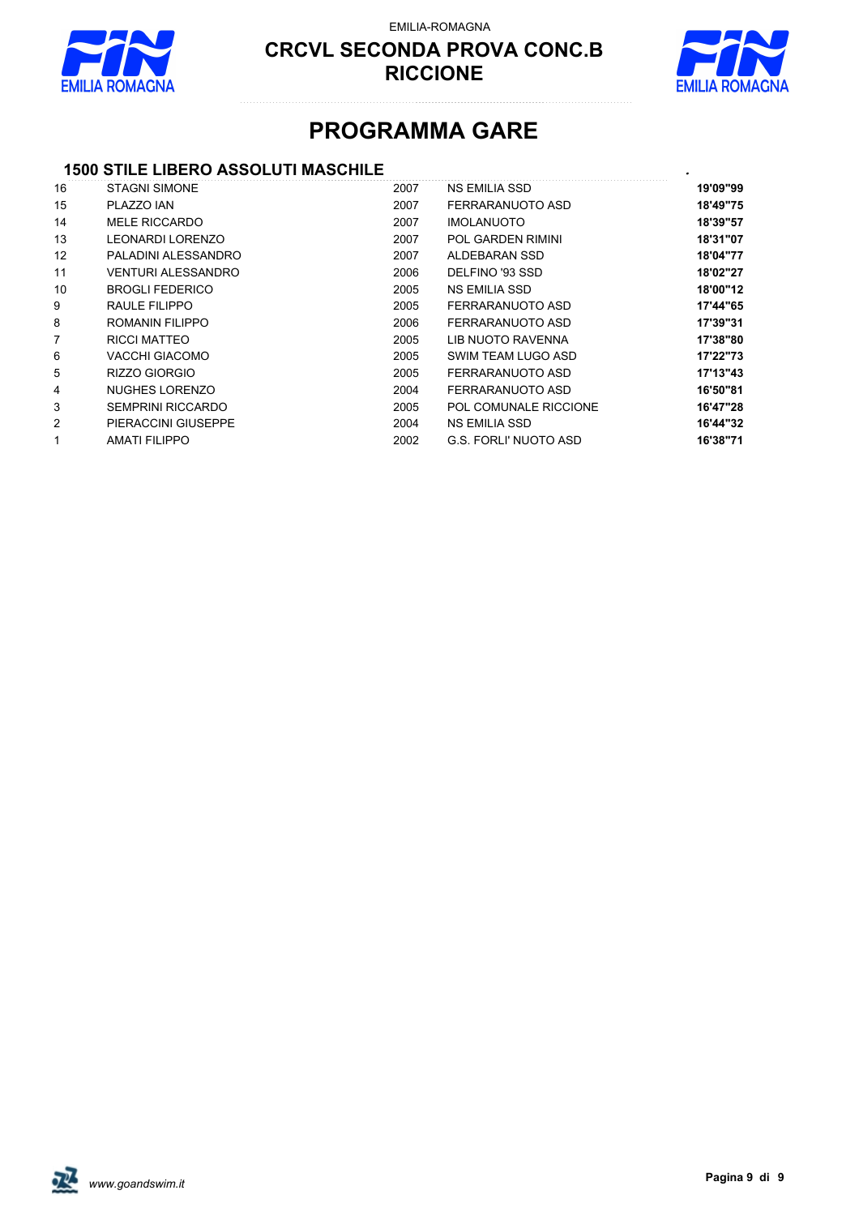EMILIA-ROMAGNA

# CRCVL SECONDA PROVA CONC.B
# RICCIONE

## PROGRAMMA GARE

### 1500 STILE LIBERO ASSOLUTI MASCHILE

| | | | | |
|---|---|---|---|---|
| 16 | STAGNI SIMONE | 2007 | NS EMILIA SSD | **19'09"99** |
| 15 | PLAZZO IAN | 2007 | FERRARANUOTO ASD | **18'49"75** |
| 14 | MELE RICCARDO | 2007 | IMOLANUOTO | **18'39"57** |
| 13 | LEONARDI LORENZO | 2007 | POL GARDEN RIMINI | **18'31"07** |
| 12 | PALADINI ALESSANDRO | 2007 | ALDEBARAN SSD | **18'04"77** |
| 11 | VENTURI ALESSANDRO | 2006 | DELFINO '93 SSD | **18'02"27** |
| 10 | BROGLI FEDERICO | 2005 | NS EMILIA SSD | **18'00"12** |
| 9 | RAULE FILIPPO | 2005 | FERRARANUOTO ASD | **17'44"65** |
| 8 | ROMANIN FILIPPO | 2006 | FERRARANUOTO ASD | **17'39"31** |
| 7 | RICCI MATTEO | 2005 | LIB NUOTO RAVENNA | **17'38"80** |
| 6 | VACCHI GIACOMO | 2005 | SWIM TEAM LUGO ASD | **17'22"73** |
| 5 | RIZZO GIORGIO | 2005 | FERRARANUOTO ASD | **17'13"43** |
| 4 | NUGHES LORENZO | 2004 | FERRARANUOTO ASD | **16'50"81** |
| 3 | SEMPRINI RICCARDO | 2005 | POL COMUNALE RICCIONE | **16'47"28** |
| 2 | PIERACCINI GIUSEPPE | 2004 | NS EMILIA SSD | **16'44"32** |
| 1 | AMATI FILIPPO | 2002 | G.S. FORLI' NUOTO ASD | **16'38"71** |

*www.goandswim.it*